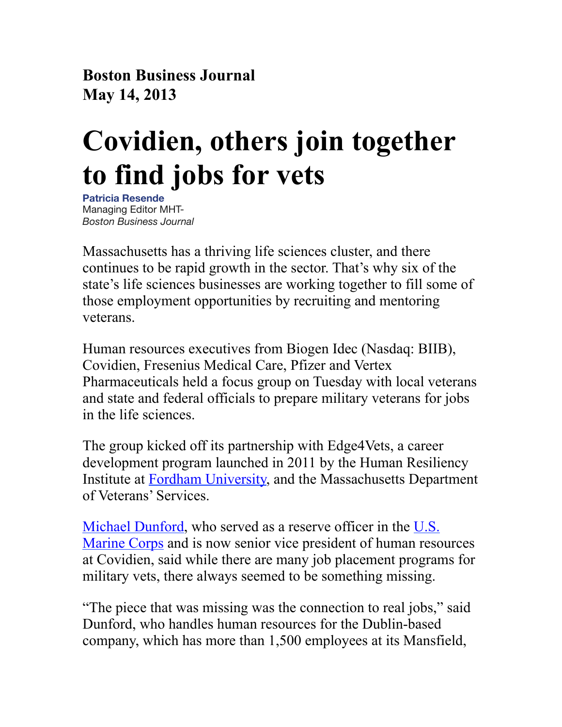**Boston Business Journal**
**May 14, 2013**

# Covidien, others join together to find jobs for vets

**Patricia Resende**
Managing Editor MHT-
*Boston Business Journal*

Massachusetts has a thriving life sciences cluster, and there continues to be rapid growth in the sector. That's why six of the state's life sciences businesses are working together to fill some of those employment opportunities by recruiting and mentoring veterans.

Human resources executives from Biogen Idec (Nasdaq: BIIB), Covidien, Fresenius Medical Care, Pfizer and Vertex Pharmaceuticals held a focus group on Tuesday with local veterans and state and federal officials to prepare military veterans for jobs in the life sciences.

The group kicked off its partnership with Edge4Vets, a career development program launched in 2011 by the Human Resiliency Institute at Fordham University, and the Massachusetts Department of Veterans' Services.

Michael Dunford, who served as a reserve officer in the U.S. Marine Corps and is now senior vice president of human resources at Covidien, said while there are many job placement programs for military vets, there always seemed to be something missing.

"The piece that was missing was the connection to real jobs," said Dunford, who handles human resources for the Dublin-based company, which has more than 1,500 employees at its Mansfield,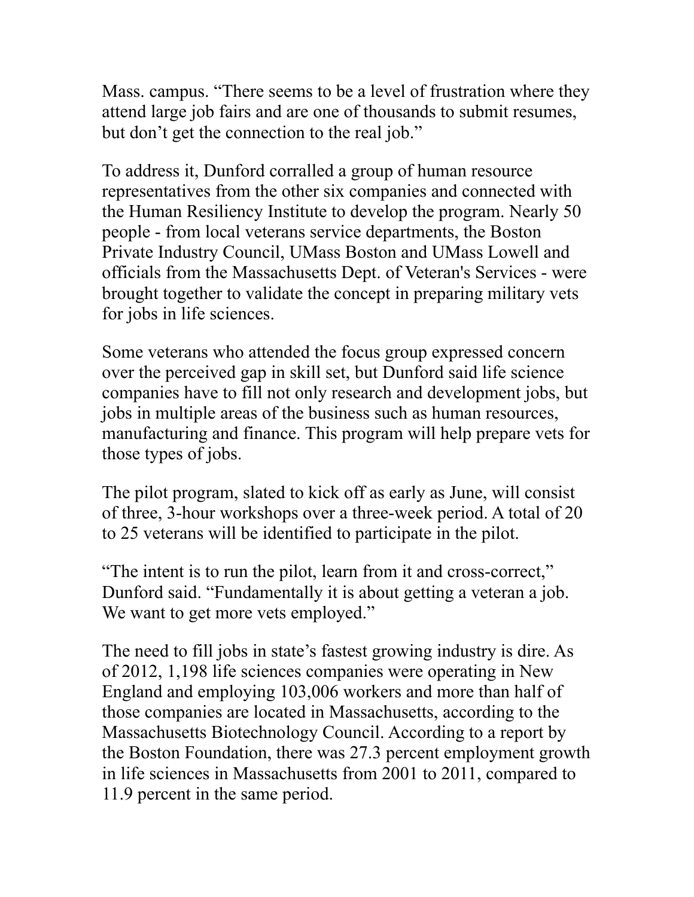Mass. campus. "There seems to be a level of frustration where they attend large job fairs and are one of thousands to submit resumes, but don't get the connection to the real job."

To address it, Dunford corralled a group of human resource representatives from the other six companies and connected with the Human Resiliency Institute to develop the program. Nearly 50 people - from local veterans service departments, the Boston Private Industry Council, UMass Boston and UMass Lowell and officials from the Massachusetts Dept. of Veteran's Services - were brought together to validate the concept in preparing military vets for jobs in life sciences.

Some veterans who attended the focus group expressed concern over the perceived gap in skill set, but Dunford said life science companies have to fill not only research and development jobs, but jobs in multiple areas of the business such as human resources, manufacturing and finance. This program will help prepare vets for those types of jobs.

The pilot program, slated to kick off as early as June, will consist of three, 3-hour workshops over a three-week period. A total of 20 to 25 veterans will be identified to participate in the pilot.

"The intent is to run the pilot, learn from it and cross-correct," Dunford said. "Fundamentally it is about getting a veteran a job. We want to get more vets employed."

The need to fill jobs in state's fastest growing industry is dire. As of 2012, 1,198 life sciences companies were operating in New England and employing 103,006 workers and more than half of those companies are located in Massachusetts, according to the Massachusetts Biotechnology Council. According to a report by the Boston Foundation, there was 27.3 percent employment growth in life sciences in Massachusetts from 2001 to 2011, compared to 11.9 percent in the same period.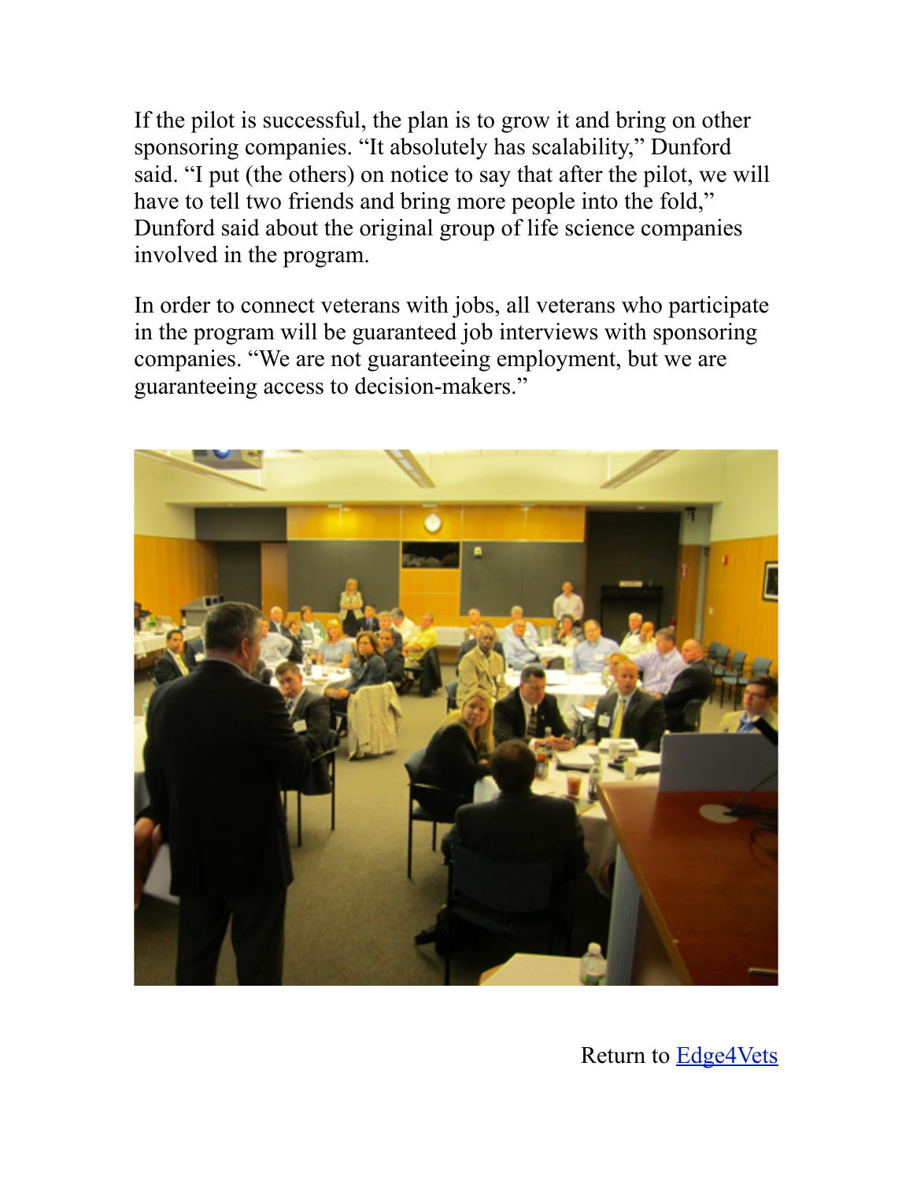If the pilot is successful, the plan is to grow it and bring on other sponsoring companies. “It absolutely has scalability,” Dunford said. “I put (the others) on notice to say that after the pilot, we will have to tell two friends and bring more people into the fold,” Dunford said about the original group of life science companies involved in the program.

In order to connect veterans with jobs, all veterans who participate in the program will be guaranteed job interviews with sponsoring companies. “We are not guaranteeing employment, but we are guaranteeing access to decision-makers.”

Return to [Edge4Vets]